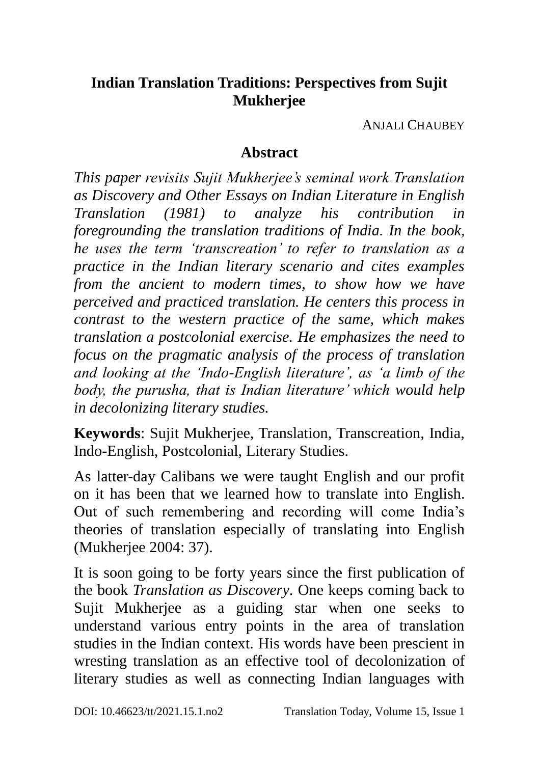# Indian Translation Traditions: Perspectives from Sujit Mukherjee

ANJALI CHAUBEY

## Abstract

*This paper revisits Sujit Mukherjee's seminal work Translation as Discovery and Other Essays on Indian Literature in English Translation (1981) to analyze his contribution in foregrounding the translation traditions of India. In the book, he uses the term 'transcreation' to refer to translation as a practice in the Indian literary scenario and cites examples from the ancient to modern times, to show how we have perceived and practiced translation. He centers this process in contrast to the western practice of the same, which makes translation a postcolonial exercise. He emphasizes the need to focus on the pragmatic analysis of the process of translation and looking at the 'Indo-English literature', as 'a limb of the body, the purusha, that is Indian literature' which would help in decolonizing literary studies.*

**Keywords**: Sujit Mukherjee, Translation, Transcreation, India, Indo-English, Postcolonial, Literary Studies.

As latter-day Calibans we were taught English and our profit on it has been that we learned how to translate into English. Out of such remembering and recording will come India's theories of translation especially of translating into English (Mukherjee 2004: 37).

It is soon going to be forty years since the first publication of the book *Translation as Discovery*. One keeps coming back to Sujit Mukherjee as a guiding star when one seeks to understand various entry points in the area of translation studies in the Indian context. His words have been prescient in wresting translation as an effective tool of decolonization of literary studies as well as connecting Indian languages with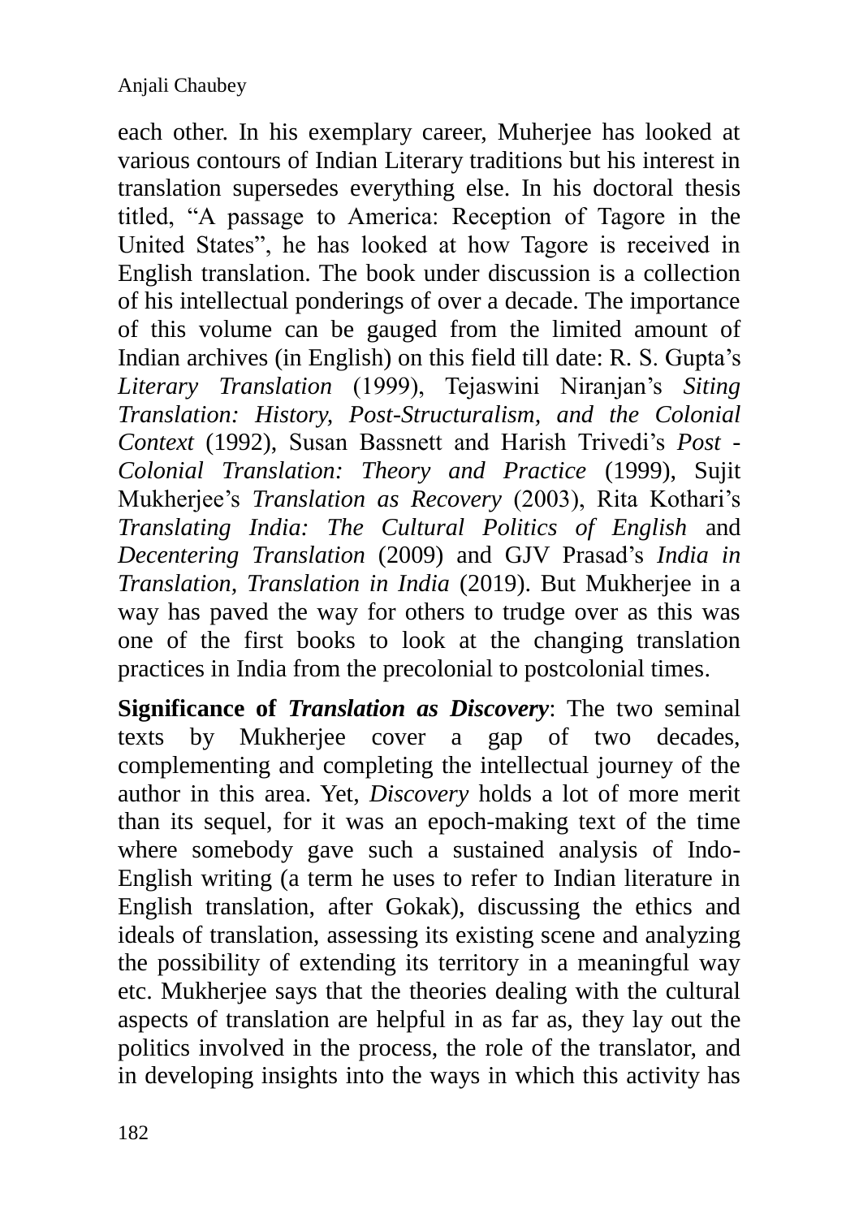each other. In his exemplary career, Muherjee has looked at various contours of Indian Literary traditions but his interest in translation supersedes everything else. In his doctoral thesis titled, "A passage to America: Reception of Tagore in the United States", he has looked at how Tagore is received in English translation. The book under discussion is a collection of his intellectual ponderings of over a decade. The importance of this volume can be gauged from the limited amount of Indian archives (in English) on this field till date: R. S. Gupta's *Literary Translation* (1999), Tejaswini Niranjan's *Siting Translation: History, Post-Structuralism, and the Colonial Context* (1992), Susan Bassnett and Harish Trivedi's *Post - Colonial Translation: Theory and Practice* (1999), Sujit Mukherjee's *Translation as Recovery* (2003), Rita Kothari's *Translating India: The Cultural Politics of English* and *Decentering Translation* (2009) and GJV Prasad's *India in Translation, Translation in India* (2019). But Mukherjee in a way has paved the way for others to trudge over as this was one of the first books to look at the changing translation practices in India from the precolonial to postcolonial times.

**Significance of *Translation as Discovery***: The two seminal texts by Mukherjee cover a gap of two decades, complementing and completing the intellectual journey of the author in this area. Yet, *Discovery* holds a lot of more merit than its sequel, for it was an epoch-making text of the time where somebody gave such a sustained analysis of Indo-English writing (a term he uses to refer to Indian literature in English translation, after Gokak), discussing the ethics and ideals of translation, assessing its existing scene and analyzing the possibility of extending its territory in a meaningful way etc. Mukherjee says that the theories dealing with the cultural aspects of translation are helpful in as far as, they lay out the politics involved in the process, the role of the translator, and in developing insights into the ways in which this activity has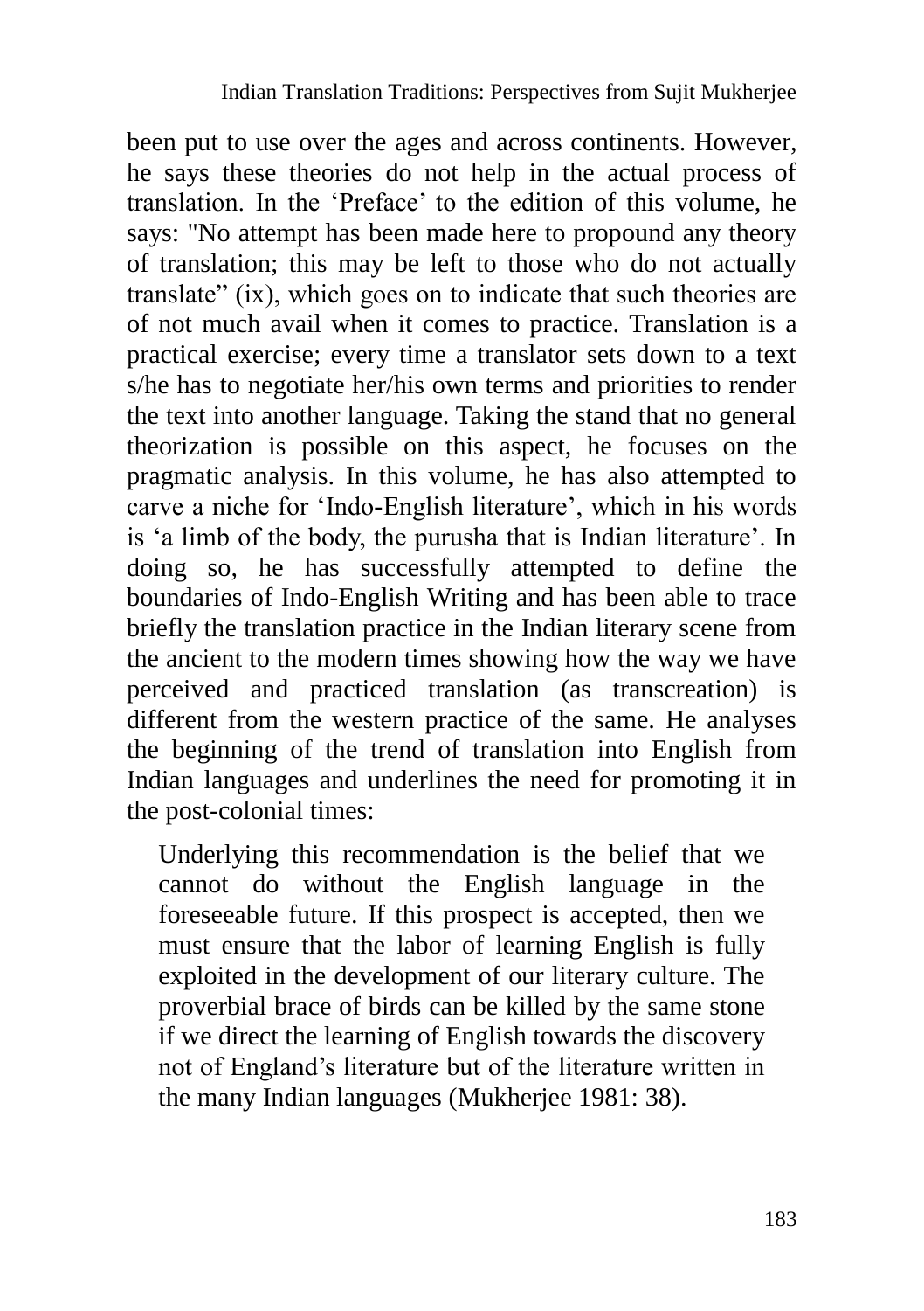been put to use over the ages and across continents. However, he says these theories do not help in the actual process of translation. In the 'Preface' to the edition of this volume, he says: "No attempt has been made here to propound any theory of translation; this may be left to those who do not actually translate" (ix), which goes on to indicate that such theories are of not much avail when it comes to practice. Translation is a practical exercise; every time a translator sets down to a text s/he has to negotiate her/his own terms and priorities to render the text into another language. Taking the stand that no general theorization is possible on this aspect, he focuses on the pragmatic analysis. In this volume, he has also attempted to carve a niche for 'Indo-English literature', which in his words is 'a limb of the body, the purusha that is Indian literature'. In doing so, he has successfully attempted to define the boundaries of Indo-English Writing and has been able to trace briefly the translation practice in the Indian literary scene from the ancient to the modern times showing how the way we have perceived and practiced translation (as transcreation) is different from the western practice of the same. He analyses the beginning of the trend of translation into English from Indian languages and underlines the need for promoting it in the post-colonial times:

> Underlying this recommendation is the belief that we cannot do without the English language in the foreseeable future. If this prospect is accepted, then we must ensure that the labor of learning English is fully exploited in the development of our literary culture. The proverbial brace of birds can be killed by the same stone if we direct the learning of English towards the discovery not of England's literature but of the literature written in the many Indian languages (Mukherjee 1981: 38).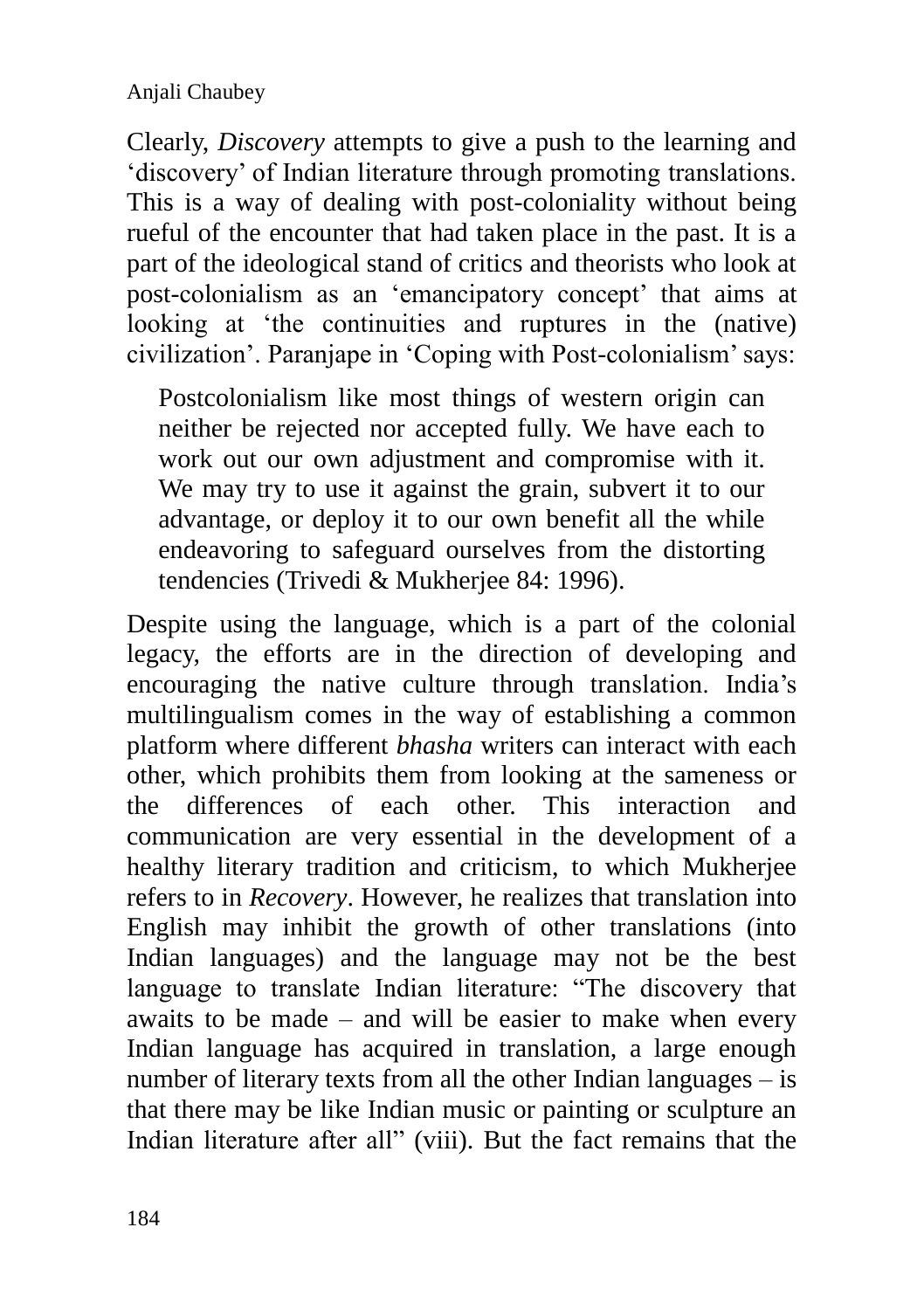Clearly, *Discovery* attempts to give a push to the learning and 'discovery' of Indian literature through promoting translations. This is a way of dealing with post-coloniality without being rueful of the encounter that had taken place in the past. It is a part of the ideological stand of critics and theorists who look at post-colonialism as an 'emancipatory concept' that aims at looking at 'the continuities and ruptures in the (native) civilization'. Paranjape in 'Coping with Post-colonialism' says:

> Postcolonialism like most things of western origin can neither be rejected nor accepted fully. We have each to work out our own adjustment and compromise with it. We may try to use it against the grain, subvert it to our advantage, or deploy it to our own benefit all the while endeavoring to safeguard ourselves from the distorting tendencies (Trivedi & Mukherjee 84: 1996).

Despite using the language, which is a part of the colonial legacy, the efforts are in the direction of developing and encouraging the native culture through translation. India's multilingualism comes in the way of establishing a common platform where different *bhasha* writers can interact with each other, which prohibits them from looking at the sameness or the differences of each other. This interaction and communication are very essential in the development of a healthy literary tradition and criticism, to which Mukherjee refers to in *Recovery*. However, he realizes that translation into English may inhibit the growth of other translations (into Indian languages) and the language may not be the best language to translate Indian literature: "The discovery that awaits to be made – and will be easier to make when every Indian language has acquired in translation, a large enough number of literary texts from all the other Indian languages – is that there may be like Indian music or painting or sculpture an Indian literature after all" (viii). But the fact remains that the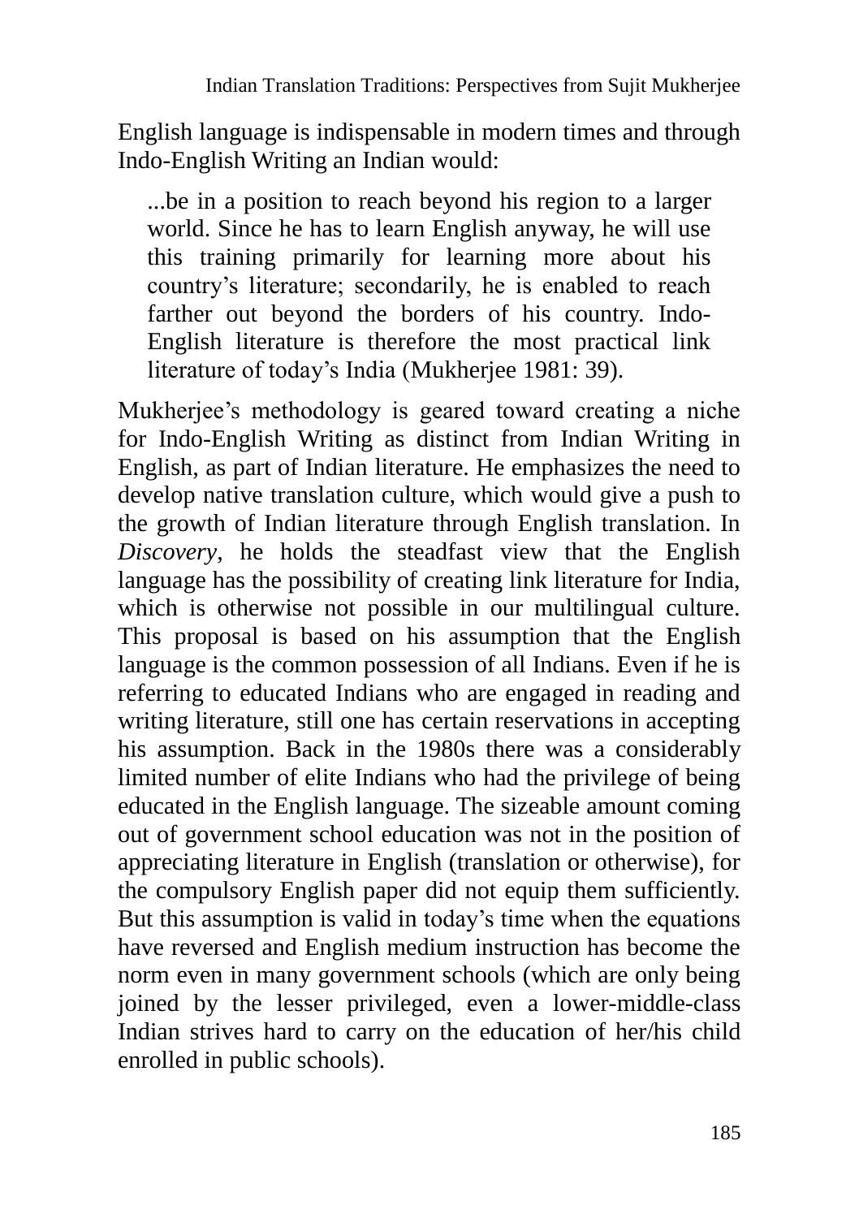English language is indispensable in modern times and through Indo-English Writing an Indian would:

> ...be in a position to reach beyond his region to a larger world. Since he has to learn English anyway, he will use this training primarily for learning more about his country's literature; secondarily, he is enabled to reach farther out beyond the borders of his country. Indo-English literature is therefore the most practical link literature of today's India (Mukherjee 1981: 39).

Mukherjee's methodology is geared toward creating a niche for Indo-English Writing as distinct from Indian Writing in English, as part of Indian literature. He emphasizes the need to develop native translation culture, which would give a push to the growth of Indian literature through English translation. In *Discovery*, he holds the steadfast view that the English language has the possibility of creating link literature for India, which is otherwise not possible in our multilingual culture. This proposal is based on his assumption that the English language is the common possession of all Indians. Even if he is referring to educated Indians who are engaged in reading and writing literature, still one has certain reservations in accepting his assumption. Back in the 1980s there was a considerably limited number of elite Indians who had the privilege of being educated in the English language. The sizeable amount coming out of government school education was not in the position of appreciating literature in English (translation or otherwise), for the compulsory English paper did not equip them sufficiently. But this assumption is valid in today's time when the equations have reversed and English medium instruction has become the norm even in many government schools (which are only being joined by the lesser privileged, even a lower-middle-class Indian strives hard to carry on the education of her/his child enrolled in public schools).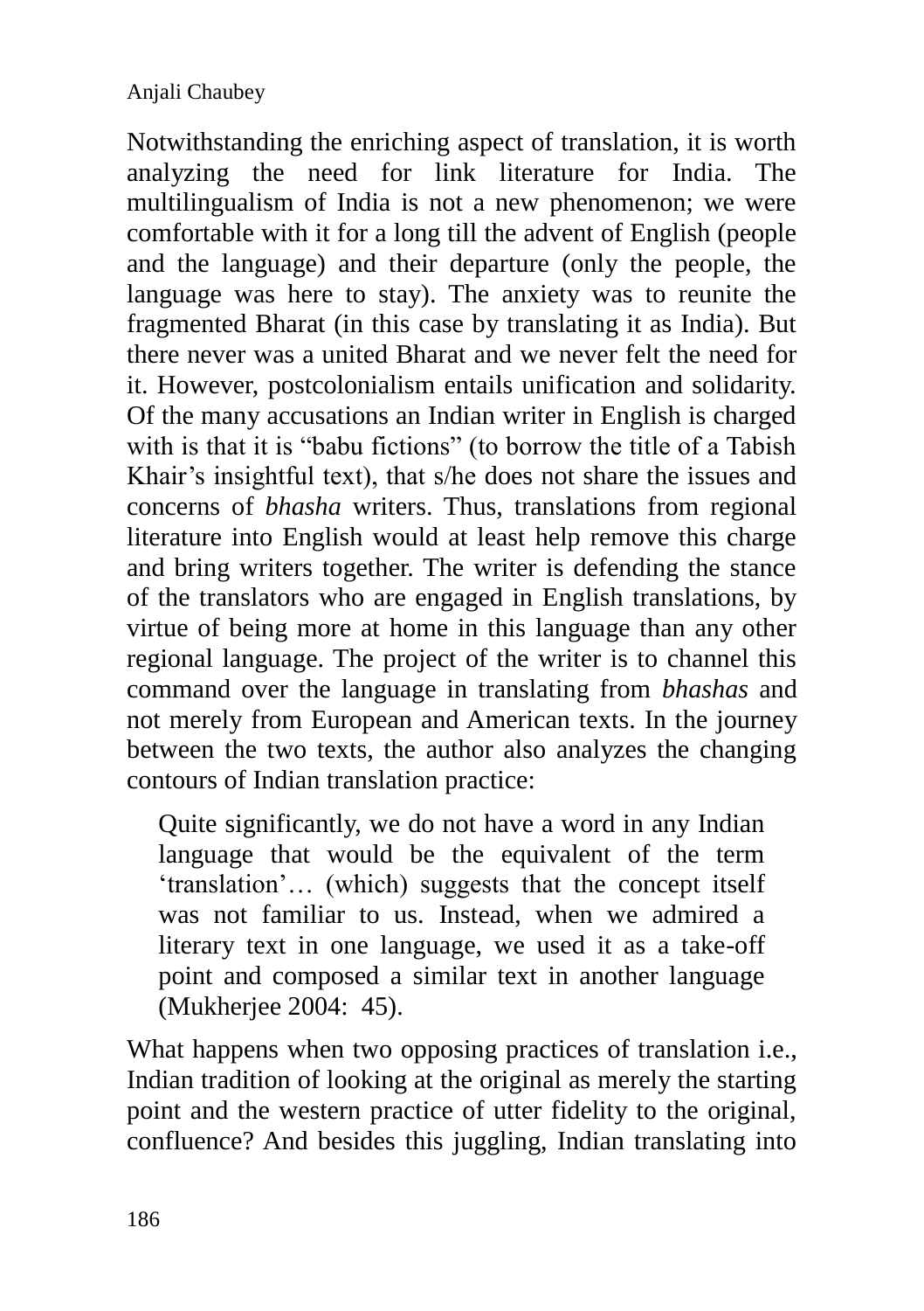Notwithstanding the enriching aspect of translation, it is worth analyzing the need for link literature for India. The multilingualism of India is not a new phenomenon; we were comfortable with it for a long till the advent of English (people and the language) and their departure (only the people, the language was here to stay). The anxiety was to reunite the fragmented Bharat (in this case by translating it as India). But there never was a united Bharat and we never felt the need for it. However, postcolonialism entails unification and solidarity. Of the many accusations an Indian writer in English is charged with is that it is "babu fictions" (to borrow the title of a Tabish Khair's insightful text), that s/he does not share the issues and concerns of *bhasha* writers. Thus, translations from regional literature into English would at least help remove this charge and bring writers together. The writer is defending the stance of the translators who are engaged in English translations, by virtue of being more at home in this language than any other regional language. The project of the writer is to channel this command over the language in translating from *bhashas* and not merely from European and American texts. In the journey between the two texts, the author also analyzes the changing contours of Indian translation practice:

> Quite significantly, we do not have a word in any Indian language that would be the equivalent of the term 'translation'… (which) suggests that the concept itself was not familiar to us. Instead, when we admired a literary text in one language, we used it as a take-off point and composed a similar text in another language (Mukherjee 2004: 45).

What happens when two opposing practices of translation i.e., Indian tradition of looking at the original as merely the starting point and the western practice of utter fidelity to the original, confluence? And besides this juggling, Indian translating into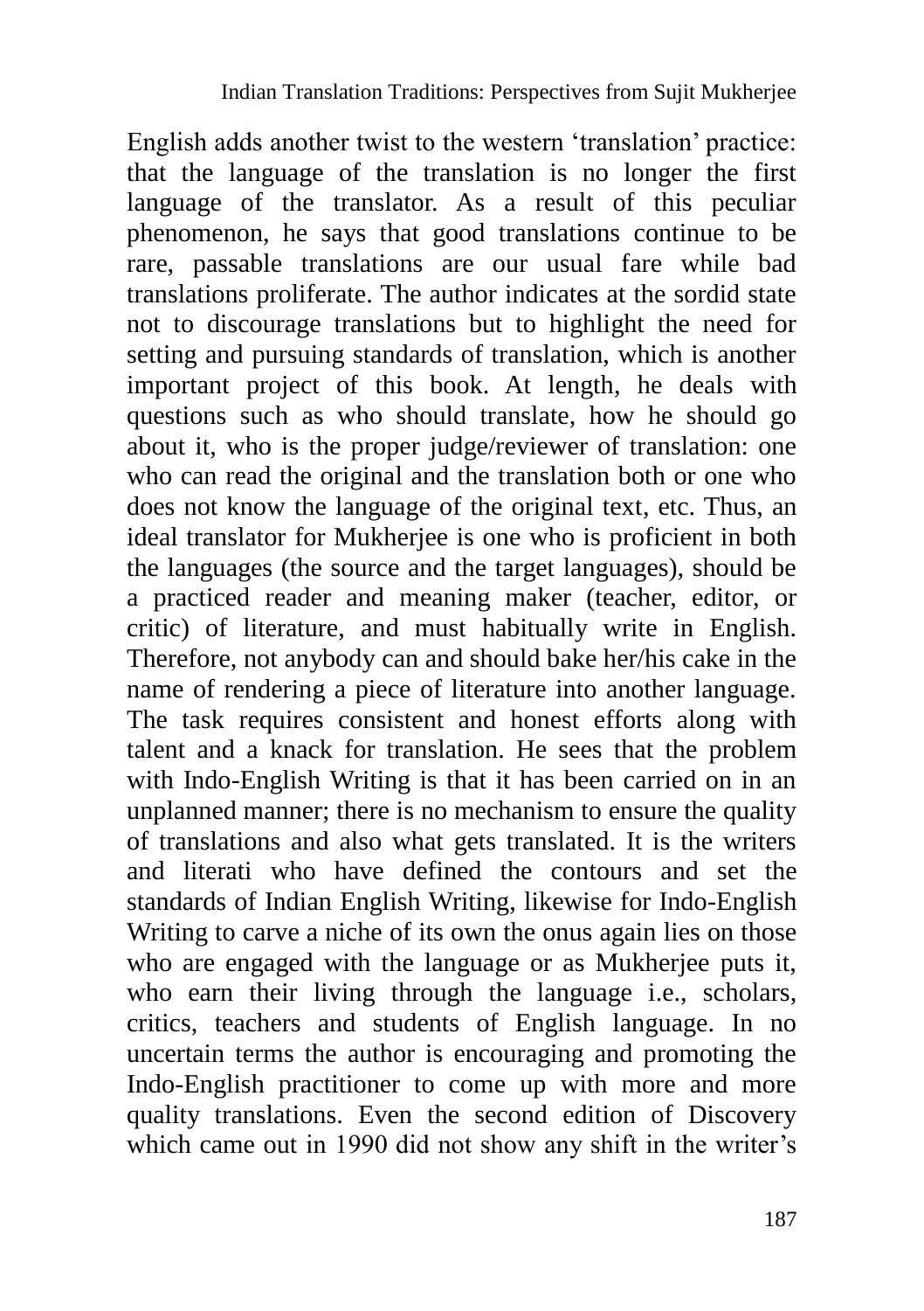English adds another twist to the western 'translation' practice: that the language of the translation is no longer the first language of the translator. As a result of this peculiar phenomenon, he says that good translations continue to be rare, passable translations are our usual fare while bad translations proliferate. The author indicates at the sordid state not to discourage translations but to highlight the need for setting and pursuing standards of translation, which is another important project of this book. At length, he deals with questions such as who should translate, how he should go about it, who is the proper judge/reviewer of translation: one who can read the original and the translation both or one who does not know the language of the original text, etc. Thus, an ideal translator for Mukherjee is one who is proficient in both the languages (the source and the target languages), should be a practiced reader and meaning maker (teacher, editor, or critic) of literature, and must habitually write in English. Therefore, not anybody can and should bake her/his cake in the name of rendering a piece of literature into another language. The task requires consistent and honest efforts along with talent and a knack for translation. He sees that the problem with Indo-English Writing is that it has been carried on in an unplanned manner; there is no mechanism to ensure the quality of translations and also what gets translated. It is the writers and literati who have defined the contours and set the standards of Indian English Writing, likewise for Indo-English Writing to carve a niche of its own the onus again lies on those who are engaged with the language or as Mukherjee puts it, who earn their living through the language i.e., scholars, critics, teachers and students of English language. In no uncertain terms the author is encouraging and promoting the Indo-English practitioner to come up with more and more quality translations. Even the second edition of Discovery which came out in 1990 did not show any shift in the writer's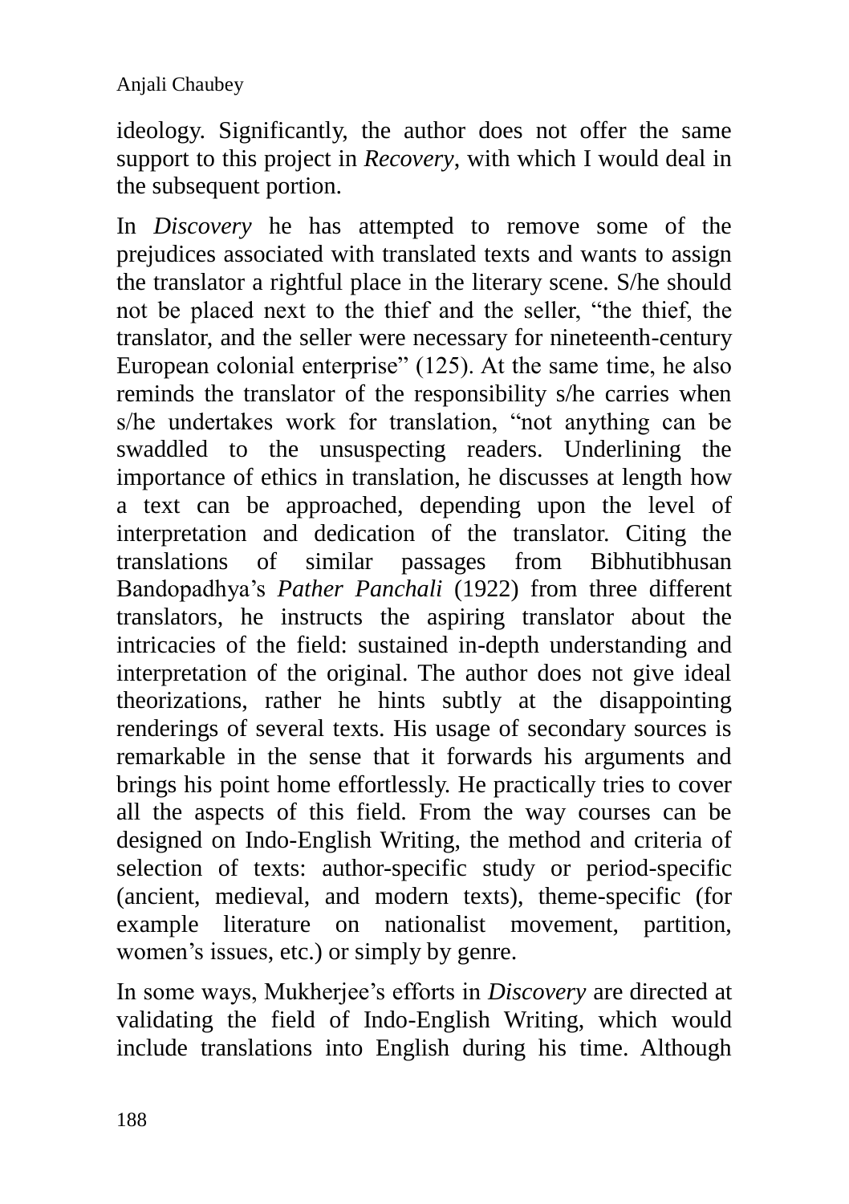ideology. Significantly, the author does not offer the same support to this project in *Recovery*, with which I would deal in the subsequent portion.

In *Discovery* he has attempted to remove some of the prejudices associated with translated texts and wants to assign the translator a rightful place in the literary scene. S/he should not be placed next to the thief and the seller, "the thief, the translator, and the seller were necessary for nineteenth-century European colonial enterprise" (125). At the same time, he also reminds the translator of the responsibility s/he carries when s/he undertakes work for translation, "not anything can be swaddled to the unsuspecting readers. Underlining the importance of ethics in translation, he discusses at length how a text can be approached, depending upon the level of interpretation and dedication of the translator. Citing the translations of similar passages from Bibhutibhusan Bandopadhya's *Pather Panchali* (1922) from three different translators, he instructs the aspiring translator about the intricacies of the field: sustained in-depth understanding and interpretation of the original. The author does not give ideal theorizations, rather he hints subtly at the disappointing renderings of several texts. His usage of secondary sources is remarkable in the sense that it forwards his arguments and brings his point home effortlessly. He practically tries to cover all the aspects of this field. From the way courses can be designed on Indo-English Writing, the method and criteria of selection of texts: author-specific study or period-specific (ancient, medieval, and modern texts), theme-specific (for example literature on nationalist movement, partition, women's issues, etc.) or simply by genre.

In some ways, Mukherjee's efforts in *Discovery* are directed at validating the field of Indo-English Writing, which would include translations into English during his time. Although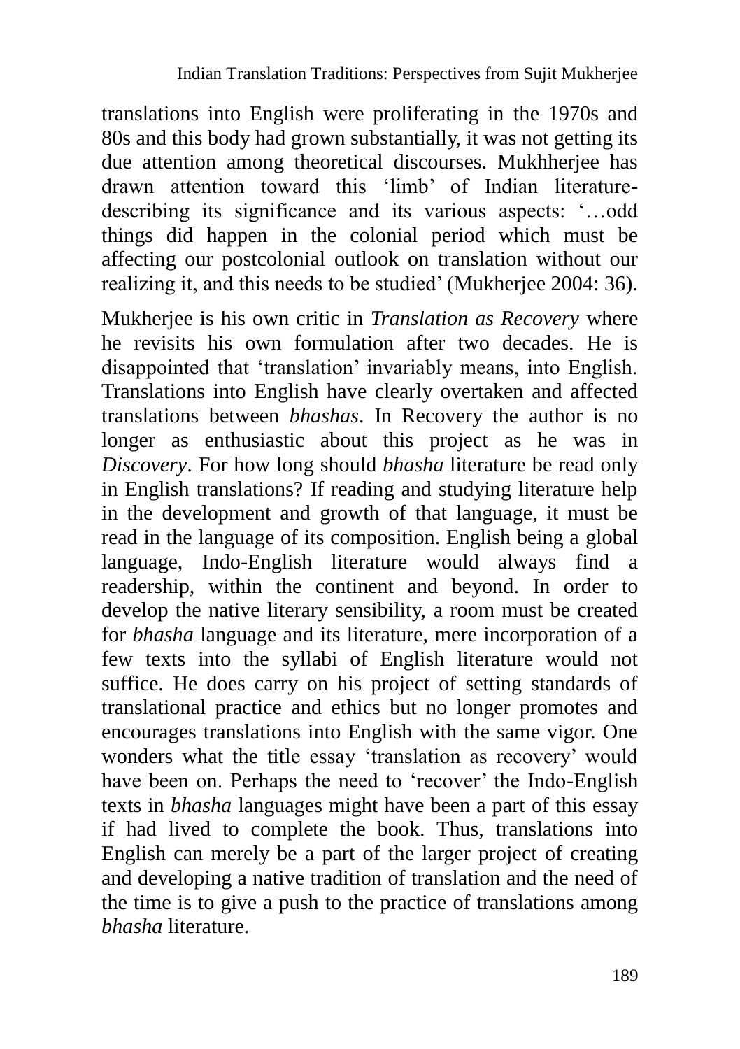translations into English were proliferating in the 1970s and 80s and this body had grown substantially, it was not getting its due attention among theoretical discourses. Mukhherjee has drawn attention toward this 'limb' of Indian literature-describing its significance and its various aspects: '…odd things did happen in the colonial period which must be affecting our postcolonial outlook on translation without our realizing it, and this needs to be studied' (Mukherjee 2004: 36).

Mukherjee is his own critic in *Translation as Recovery* where he revisits his own formulation after two decades. He is disappointed that 'translation' invariably means, into English. Translations into English have clearly overtaken and affected translations between *bhashas*. In Recovery the author is no longer as enthusiastic about this project as he was in *Discovery*. For how long should *bhasha* literature be read only in English translations? If reading and studying literature help in the development and growth of that language, it must be read in the language of its composition. English being a global language, Indo-English literature would always find a readership, within the continent and beyond. In order to develop the native literary sensibility, a room must be created for *bhasha* language and its literature, mere incorporation of a few texts into the syllabi of English literature would not suffice. He does carry on his project of setting standards of translational practice and ethics but no longer promotes and encourages translations into English with the same vigor. One wonders what the title essay 'translation as recovery' would have been on. Perhaps the need to 'recover' the Indo-English texts in *bhasha* languages might have been a part of this essay if had lived to complete the book. Thus, translations into English can merely be a part of the larger project of creating and developing a native tradition of translation and the need of the time is to give a push to the practice of translations among *bhasha* literature.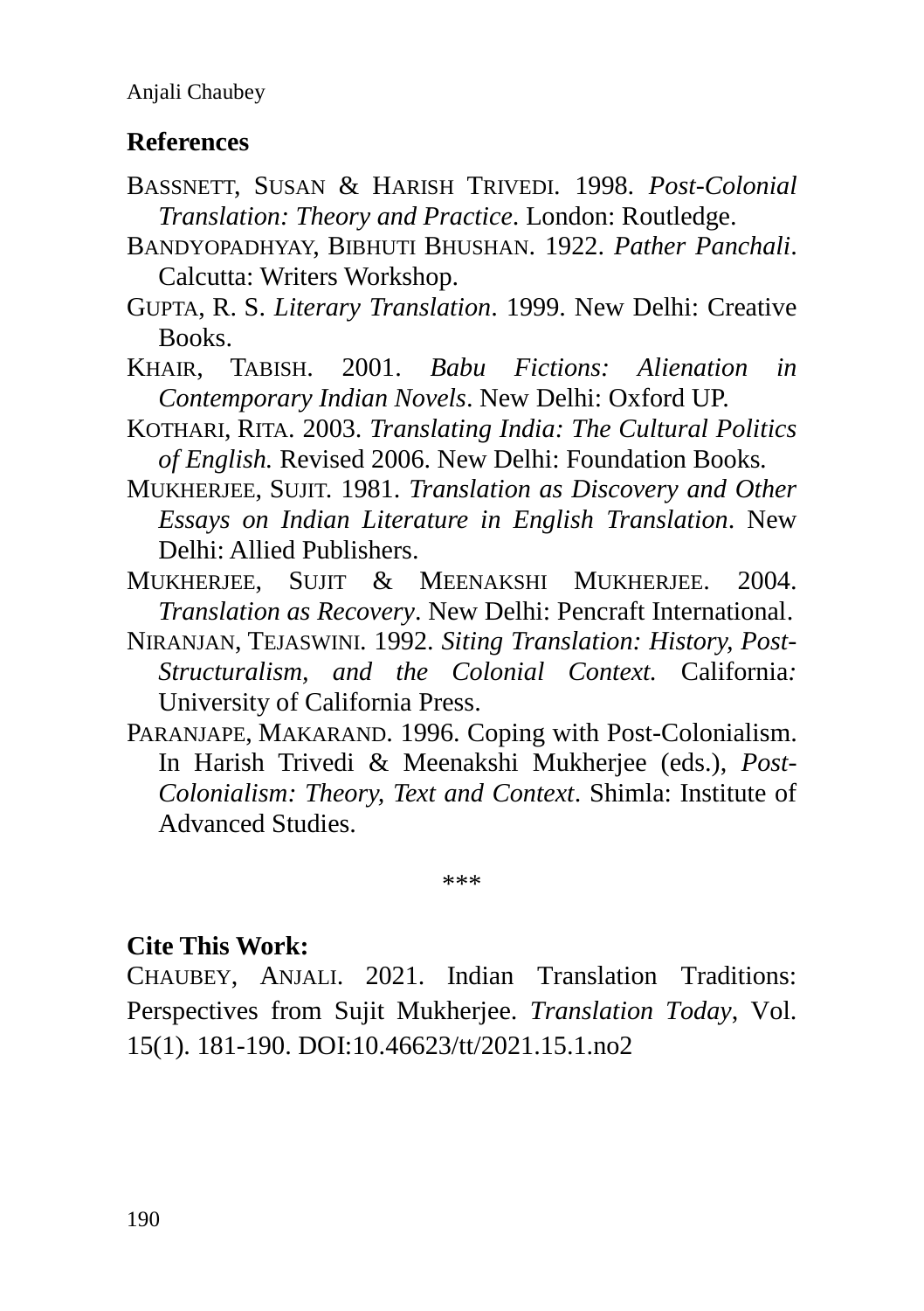## References

BASSNETT, SUSAN & HARISH TRIVEDI. 1998. *Post-Colonial Translation: Theory and Practice*. London: Routledge.

BANDYOPADHYAY, BIBHUTI BHUSHAN. 1922. *Pather Panchali*. Calcutta: Writers Workshop.

GUPTA, R. S. *Literary Translation*. 1999. New Delhi: Creative Books.

KHAIR, TABISH. 2001. *Babu Fictions: Alienation in Contemporary Indian Novels*. New Delhi: Oxford UP.

KOTHARI, RITA. 2003. *Translating India: The Cultural Politics of English.* Revised 2006. New Delhi: Foundation Books.

MUKHERJEE, SUJIT. 1981. *Translation as Discovery and Other Essays on Indian Literature in English Translation*. New Delhi: Allied Publishers.

MUKHERJEE, SUJIT & MEENAKSHI MUKHERJEE. 2004. *Translation as Recovery*. New Delhi: Pencraft International.

NIRANJAN, TEJASWINI. 1992. *Siting Translation: History, Post-Structuralism, and the Colonial Context.* California: University of California Press.

PARANJAPE, MAKARAND. 1996. Coping with Post-Colonialism. In Harish Trivedi & Meenakshi Mukherjee (eds.), *Post-Colonialism: Theory, Text and Context*. Shimla: Institute of Advanced Studies.

***

**Cite This Work:**

CHAUBEY, ANJALI. 2021. Indian Translation Traditions: Perspectives from Sujit Mukherjee. *Translation Today*, Vol. 15(1). 181-190. DOI:10.46623/tt/2021.15.1.no2